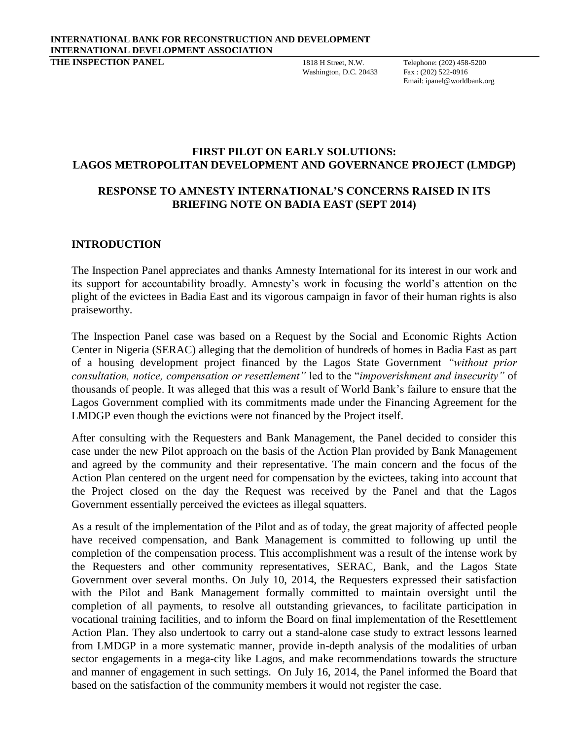**INTERNATIONAL BANK FOR RECONSTRUCTION AND DEVELOPMENT**
**INTERNATIONAL DEVELOPMENT ASSOCIATION**
**THE INSPECTION PANEL**

1818 H Street, N.W.
Washington, D.C. 20433

Telephone: (202) 458-5200
Fax : (202) 522-0916
Email: ipanel@worldbank.org

# FIRST PILOT ON EARLY SOLUTIONS: LAGOS METROPOLITAN DEVELOPMENT AND GOVERNANCE PROJECT (LMDGP)

## RESPONSE TO AMNESTY INTERNATIONAL'S CONCERNS RAISED IN ITS BRIEFING NOTE ON BADIA EAST (SEPT 2014)

## INTRODUCTION

The Inspection Panel appreciates and thanks Amnesty International for its interest in our work and its support for accountability broadly. Amnesty's work in focusing the world's attention on the plight of the evictees in Badia East and its vigorous campaign in favor of their human rights is also praiseworthy.

The Inspection Panel case was based on a Request by the Social and Economic Rights Action Center in Nigeria (SERAC) alleging that the demolition of hundreds of homes in Badia East as part of a housing development project financed by the Lagos State Government *"without prior consultation, notice, compensation or resettlement"* led to the "*impoverishment and insecurity"* of thousands of people. It was alleged that this was a result of World Bank's failure to ensure that the Lagos Government complied with its commitments made under the Financing Agreement for the LMDGP even though the evictions were not financed by the Project itself.

After consulting with the Requesters and Bank Management, the Panel decided to consider this case under the new Pilot approach on the basis of the Action Plan provided by Bank Management and agreed by the community and their representative. The main concern and the focus of the Action Plan centered on the urgent need for compensation by the evictees, taking into account that the Project closed on the day the Request was received by the Panel and that the Lagos Government essentially perceived the evictees as illegal squatters.

As a result of the implementation of the Pilot and as of today, the great majority of affected people have received compensation, and Bank Management is committed to following up until the completion of the compensation process. This accomplishment was a result of the intense work by the Requesters and other community representatives, SERAC, Bank, and the Lagos State Government over several months. On July 10, 2014, the Requesters expressed their satisfaction with the Pilot and Bank Management formally committed to maintain oversight until the completion of all payments, to resolve all outstanding grievances, to facilitate participation in vocational training facilities, and to inform the Board on final implementation of the Resettlement Action Plan. They also undertook to carry out a stand-alone case study to extract lessons learned from LMDGP in a more systematic manner, provide in-depth analysis of the modalities of urban sector engagements in a mega-city like Lagos, and make recommendations towards the structure and manner of engagement in such settings. On July 16, 2014, the Panel informed the Board that based on the satisfaction of the community members it would not register the case.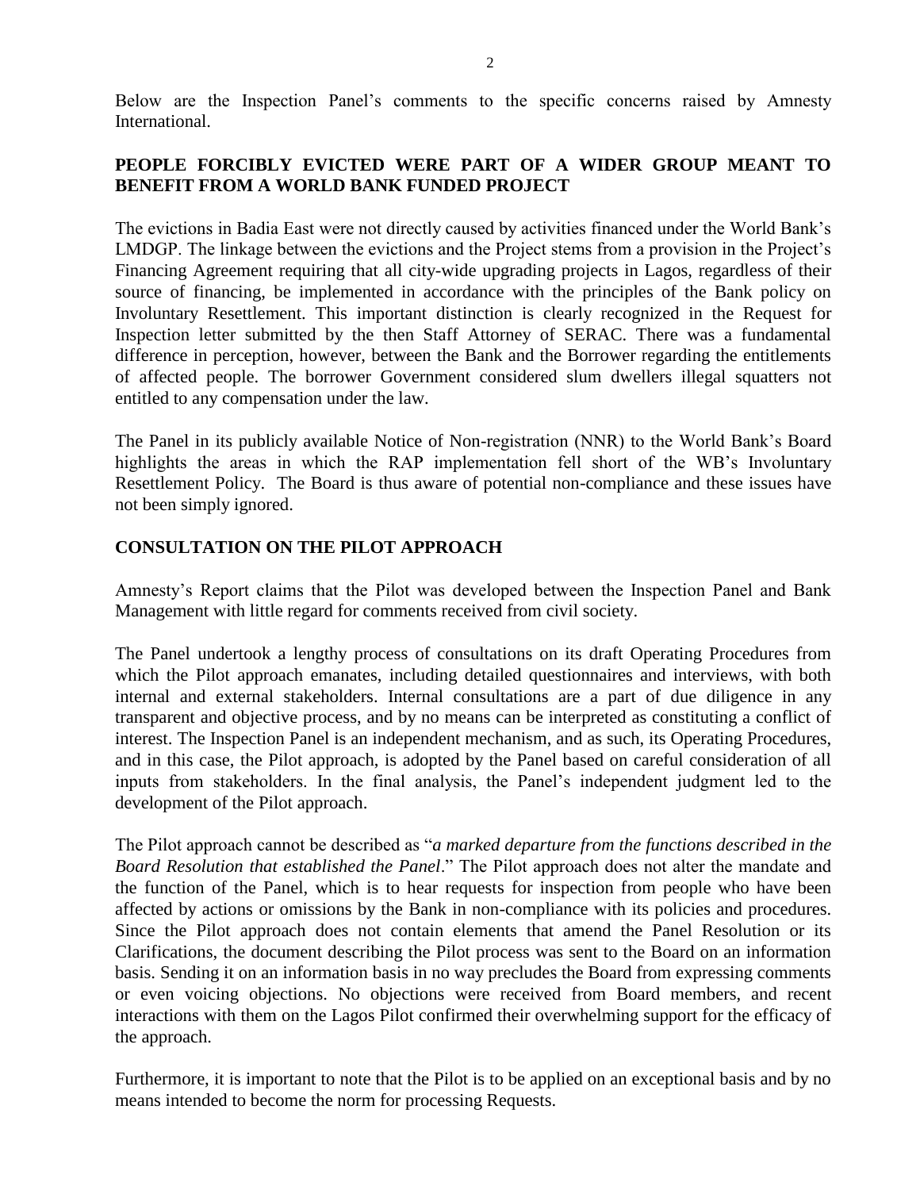Below are the Inspection Panel's comments to the specific concerns raised by Amnesty International.

## PEOPLE FORCIBLY EVICTED WERE PART OF A WIDER GROUP MEANT TO BENEFIT FROM A WORLD BANK FUNDED PROJECT

The evictions in Badia East were not directly caused by activities financed under the World Bank's LMDGP. The linkage between the evictions and the Project stems from a provision in the Project's Financing Agreement requiring that all city-wide upgrading projects in Lagos, regardless of their source of financing, be implemented in accordance with the principles of the Bank policy on Involuntary Resettlement. This important distinction is clearly recognized in the Request for Inspection letter submitted by the then Staff Attorney of SERAC. There was a fundamental difference in perception, however, between the Bank and the Borrower regarding the entitlements of affected people. The borrower Government considered slum dwellers illegal squatters not entitled to any compensation under the law.

The Panel in its publicly available Notice of Non-registration (NNR) to the World Bank's Board highlights the areas in which the RAP implementation fell short of the WB's Involuntary Resettlement Policy. The Board is thus aware of potential non-compliance and these issues have not been simply ignored.

## CONSULTATION ON THE PILOT APPROACH

Amnesty's Report claims that the Pilot was developed between the Inspection Panel and Bank Management with little regard for comments received from civil society.

The Panel undertook a lengthy process of consultations on its draft Operating Procedures from which the Pilot approach emanates, including detailed questionnaires and interviews, with both internal and external stakeholders. Internal consultations are a part of due diligence in any transparent and objective process, and by no means can be interpreted as constituting a conflict of interest. The Inspection Panel is an independent mechanism, and as such, its Operating Procedures, and in this case, the Pilot approach, is adopted by the Panel based on careful consideration of all inputs from stakeholders. In the final analysis, the Panel's independent judgment led to the development of the Pilot approach.

The Pilot approach cannot be described as "*a marked departure from the functions described in the Board Resolution that established the Panel*." The Pilot approach does not alter the mandate and the function of the Panel, which is to hear requests for inspection from people who have been affected by actions or omissions by the Bank in non-compliance with its policies and procedures. Since the Pilot approach does not contain elements that amend the Panel Resolution or its Clarifications, the document describing the Pilot process was sent to the Board on an information basis. Sending it on an information basis in no way precludes the Board from expressing comments or even voicing objections. No objections were received from Board members, and recent interactions with them on the Lagos Pilot confirmed their overwhelming support for the efficacy of the approach.

Furthermore, it is important to note that the Pilot is to be applied on an exceptional basis and by no means intended to become the norm for processing Requests.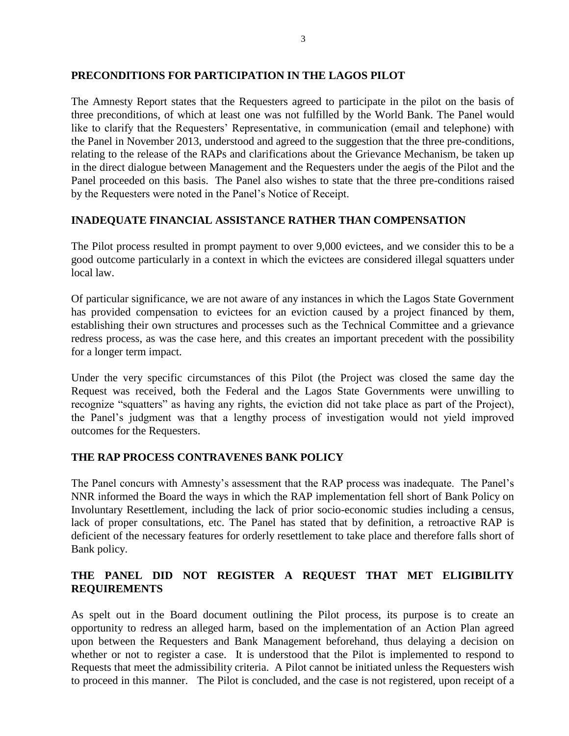## PRECONDITIONS FOR PARTICIPATION IN THE LAGOS PILOT

The Amnesty Report states that the Requesters agreed to participate in the pilot on the basis of three preconditions, of which at least one was not fulfilled by the World Bank. The Panel would like to clarify that the Requesters' Representative, in communication (email and telephone) with the Panel in November 2013, understood and agreed to the suggestion that the three pre-conditions, relating to the release of the RAPs and clarifications about the Grievance Mechanism, be taken up in the direct dialogue between Management and the Requesters under the aegis of the Pilot and the Panel proceeded on this basis. The Panel also wishes to state that the three pre-conditions raised by the Requesters were noted in the Panel's Notice of Receipt.

## INADEQUATE FINANCIAL ASSISTANCE RATHER THAN COMPENSATION

The Pilot process resulted in prompt payment to over 9,000 evictees, and we consider this to be a good outcome particularly in a context in which the evictees are considered illegal squatters under local law.

Of particular significance, we are not aware of any instances in which the Lagos State Government has provided compensation to evictees for an eviction caused by a project financed by them, establishing their own structures and processes such as the Technical Committee and a grievance redress process, as was the case here, and this creates an important precedent with the possibility for a longer term impact.

Under the very specific circumstances of this Pilot (the Project was closed the same day the Request was received, both the Federal and the Lagos State Governments were unwilling to recognize "squatters" as having any rights, the eviction did not take place as part of the Project), the Panel's judgment was that a lengthy process of investigation would not yield improved outcomes for the Requesters.

## THE RAP PROCESS CONTRAVENES BANK POLICY

The Panel concurs with Amnesty's assessment that the RAP process was inadequate. The Panel's NNR informed the Board the ways in which the RAP implementation fell short of Bank Policy on Involuntary Resettlement, including the lack of prior socio-economic studies including a census, lack of proper consultations, etc. The Panel has stated that by definition, a retroactive RAP is deficient of the necessary features for orderly resettlement to take place and therefore falls short of Bank policy.

## THE PANEL DID NOT REGISTER A REQUEST THAT MET ELIGIBILITY REQUIREMENTS

As spelt out in the Board document outlining the Pilot process, its purpose is to create an opportunity to redress an alleged harm, based on the implementation of an Action Plan agreed upon between the Requesters and Bank Management beforehand, thus delaying a decision on whether or not to register a case. It is understood that the Pilot is implemented to respond to Requests that meet the admissibility criteria. A Pilot cannot be initiated unless the Requesters wish to proceed in this manner. The Pilot is concluded, and the case is not registered, upon receipt of a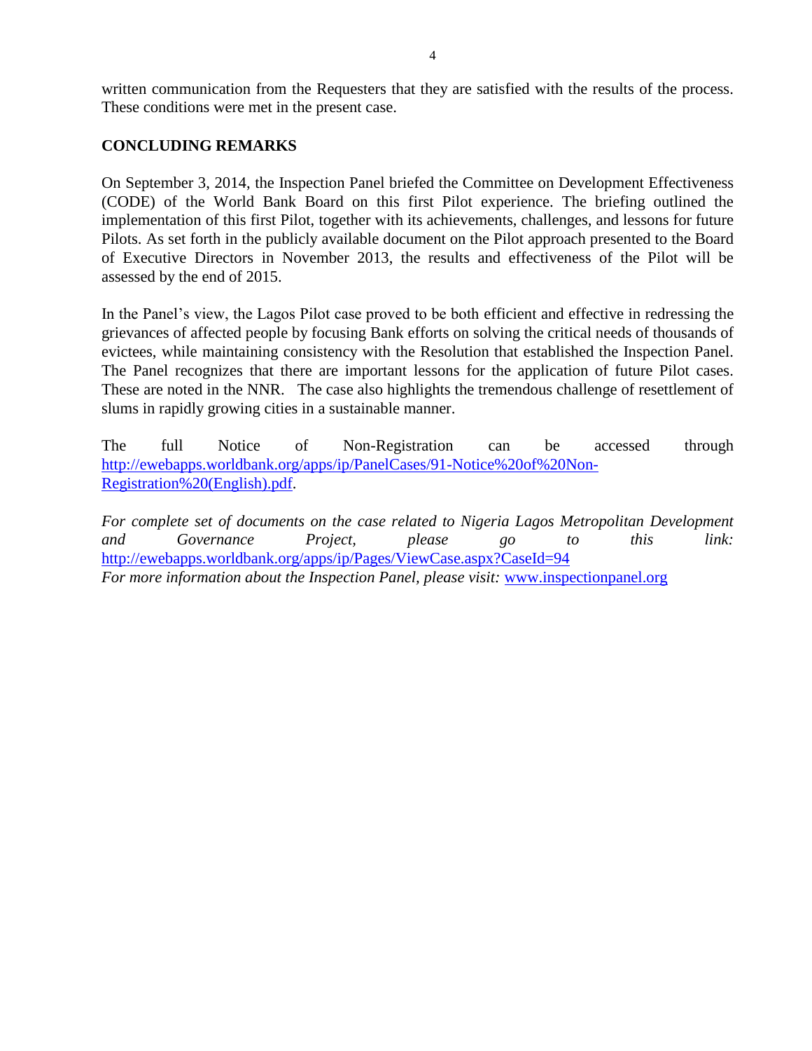written communication from the Requesters that they are satisfied with the results of the process. These conditions were met in the present case.

## CONCLUDING REMARKS

On September 3, 2014, the Inspection Panel briefed the Committee on Development Effectiveness (CODE) of the World Bank Board on this first Pilot experience. The briefing outlined the implementation of this first Pilot, together with its achievements, challenges, and lessons for future Pilots. As set forth in the publicly available document on the Pilot approach presented to the Board of Executive Directors in November 2013, the results and effectiveness of the Pilot will be assessed by the end of 2015.

In the Panel's view, the Lagos Pilot case proved to be both efficient and effective in redressing the grievances of affected people by focusing Bank efforts on solving the critical needs of thousands of evictees, while maintaining consistency with the Resolution that established the Inspection Panel. The Panel recognizes that there are important lessons for the application of future Pilot cases. These are noted in the NNR. The case also highlights the tremendous challenge of resettlement of slums in rapidly growing cities in a sustainable manner.

The full Notice of Non-Registration can be accessed through http://ewebapps.worldbank.org/apps/ip/PanelCases/91-Notice%20of%20Non-Registration%20(English).pdf.

*For complete set of documents on the case related to Nigeria Lagos Metropolitan Development and Governance Project, please go to this link:* http://ewebapps.worldbank.org/apps/ip/Pages/ViewCase.aspx?CaseId=94
*For more information about the Inspection Panel, please visit:* www.inspectionpanel.org